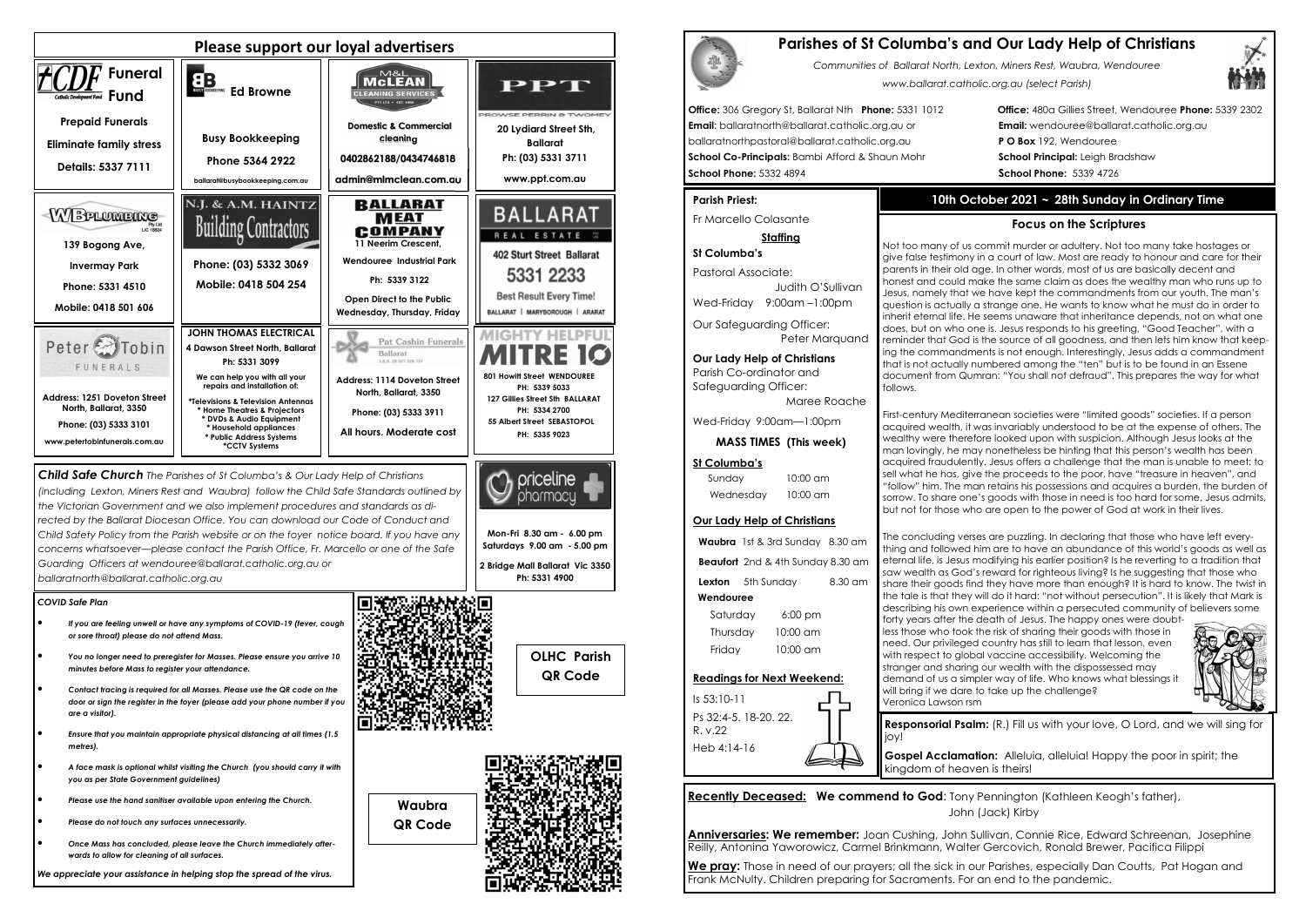# Please support our loyal advertisers

**CDF Funeral Fund** (Catholic Development Fund)
Prepaid Funerals
Eliminate family stress
Details: 5337 7111

**Ed Browne**
Busy Bookkeeping
Phone 5364 2922
ballarat@busybookkeeping.com.au

**M&L McLEAN CLEANING SERVICES**
Domestic & Commercial cleaning
0402862188/0434746818
admin@mlmclean.com.au

**PPT** PROWSE PERRIN & TWOMEY
20 Lydiard Street Sth, Ballarat
Ph: (03) 5331 3711
www.ppt.com.au

**WB PLUMBING** Pty Ltd LIC 18824
139 Bogong Ave, Invermay Park
Phone: 5331 4510
Mobile: 0418 501 606

**N.J. & A.M. HAINTZ Building Contractors**
Phone: (03) 5332 3069
Mobile: 0418 504 254

**BALLARAT MEAT COMPANY**
11 Neerim Crescent, Wendouree Industrial Park
Ph: 5339 3122
Open Direct to the Public Wednesday, Thursday, Friday

**BALLARAT REAL ESTATE**
402 Sturt Street Ballarat
5331 2233
Best Result Every Time!
BALLARAT | MARYBOROUGH | ARARAT

**Peter Tobin FUNERALS**
Address: 1251 Doveton Street North, Ballarat, 3350
Phone: (03) 5333 3101
www.petertobinfunerals.com.au

**JOHN THOMAS ELECTRICAL**
4 Dawson Street North, Ballarat
Ph: 5331 3099
We can help you with all your repairs and installation of:
*Televisions & Television Antennas
* Home Theatres & Projectors
* DVDs & Audio Equipment
* Household appliances
* Public Address Systems
*CCTV Systems

**Pat Cashin Funerals** Ballarat
Address: 1114 Doveton Street North, Ballarat, 3350
Phone: (03) 5333 3911
All hours. Moderate cost

**MIGHTY HELPFUL MITRE 10**
801 Howitt Street WENDOUREE PH: 5339 5033
127 Gillies Street Sth BALLARAT PH: 5334 2700
55 Albert Street SEBASTOPOL PH: 5335 9023

*Child Safe Church The Parishes of St Columba's & Our Lady Help of Christians (including Lexton, Miners Rest and Waubra) follow the Child Safe Standards outlined by the Victorian Government and we also implement procedures and standards as directed by the Ballarat Diocesan Office. You can download our Code of Conduct and Child Safety Policy from the Parish website or on the foyer notice board. If you have any concerns whatsoever—please contact the Parish Office, Fr. Marcello or one of the Safe Guarding Officers at wendouree@ballarat.catholic.org.au or ballaratnorth@ballarat.catholic.org.au*

**priceline pharmacy**
Mon-Fri 8.30 am - 6.00 pm
Saturdays 9.00 am - 5.00 pm
2 Bridge Mall Ballarat Vic 3350
Ph: 5331 4900

### *COVID Safe Plan*

- *If you are feeling unwell or have any symptoms of COVID-19 (fever, cough or sore throat) please do not attend Mass.*
- *You no longer need to preregister for Masses. Please ensure you arrive 10 minutes before Mass to register your attendance.*
- *Contact tracing is required for all Masses. Please use the QR code on the door or sign the register in the foyer (please add your phone number if you are a visitor).*
- *Ensure that you maintain appropriate physical distancing at all times (1.5 metres).*
- *A face mask is optional whilst visiting the Church (you should carry it with you as per State Government guidelines)*
- *Please use the hand sanitiser available upon entering the Church.*
- *Please do not touch any surfaces unnecessarily.*
- *Once Mass has concluded, please leave the Church immediately afterwards to allow for cleaning of all surfaces.*

*We appreciate your assistance in helping stop the spread of the virus.*

**OLHC Parish QR Code**

**Waubra QR Code**

# Parishes of St Columba's and Our Lady Help of Christians

*Communities of Ballarat North, Lexton, Miners Rest, Waubra, Wendouree*
*www.ballarat.catholic.org.au (select Parish)*

**Office:** 306 Gregory St, Ballarat Nth **Phone:** 5331 1012
**Email**: ballaratnorth@ballarat.catholic.org.au or ballaratnorthpastoral@ballarat.catholic.org.au
**School Co-Principals:** Bambi Afford & Shaun Mohr
**School Phone:** 5332 4894

**Office:** 480a Gillies Street, Wendouree **Phone:** 5339 2302
**Email:** wendouree@ballarat.catholic.org.au
**P O Box** 192, Wendouree
**School Principal:** Leigh Bradshaw
**School Phone:** 5339 4726

**Parish Priest:**
Fr Marcello Colasante

**Staffing**

**St Columba's**
Pastoral Associate: Judith O'Sullivan
Wed-Friday 9:00am –1:00pm
Our Safeguarding Officer: Peter Marquand

**Our Lady Help of Christians**
Parish Co-ordinator and Safeguarding Officer: Maree Roache
Wed-Friday 9:00am—1:00pm

**MASS TIMES (This week)**

**St Columba's**
Sunday 10:00 am
Wednesday 10:00 am

**Our Lady Help of Christians**
**Waubra** 1st & 3rd Sunday 8.30 am
**Beaufort** 2nd & 4th Sunday 8.30 am
**Lexton** 5th Sunday 8.30 am
**Wendouree**
Saturday 6:00 pm
Thursday 10:00 am
Friday 10:00 am

**Readings for Next Weekend:**
Is 53:10-11
Ps 32:4-5. 18-20. 22. R. v.22
Heb 4:14-16

## 10th October 2021 ~ 28th Sunday in Ordinary Time

### Focus on the Scriptures

Not too many of us commit murder or adultery. Not too many take hostages or give false testimony in a court of law. Most are ready to honour and care for their parents in their old age. In other words, most of us are basically decent and honest and could make the same claim as does the wealthy man who runs up to Jesus, namely that we have kept the commandments from our youth. The man's question is actually a strange one. He wants to know what he must do in order to inherit eternal life. He seems unaware that inheritance depends, not on what one does, but on who one is. Jesus responds to his greeting, "Good Teacher", with a reminder that God is the source of all goodness, and then lets him know that keeping the commandments is not enough. Interestingly, Jesus adds a commandment that is not actually numbered among the "ten" but is to be found in an Essene document from Qumran: "You shall not defraud". This prepares the way for what follows.

First-century Mediterranean societies were "limited goods" societies. If a person acquired wealth, it was invariably understood to be at the expense of others. The wealthy were therefore looked upon with suspicion. Although Jesus looks at the man lovingly, he may nonetheless be hinting that this person's wealth has been acquired fraudulently. Jesus offers a challenge that the man is unable to meet: to sell what he has, give the proceeds to the poor, have "treasure in heaven", and "follow" him. The man retains his possessions and acquires a burden, the burden of sorrow. To share one's goods with those in need is too hard for some, Jesus admits, but not for those who are open to the power of God at work in their lives.

The concluding verses are puzzling. In declaring that those who have left everything and followed him are to have an abundance of this world's goods as well as eternal life, is Jesus modifying his earlier position? Is he reverting to a tradition that saw wealth as God's reward for righteous living? Is he suggesting that those who share their goods find they have more than enough? It is hard to know. The twist in the tale is that they will do it hard: "not without persecution". It is likely that Mark is describing his own experience within a persecuted community of believers some forty years after the death of Jesus. The happy ones were doubtless those who took the risk of sharing their goods with those in need. Our privileged country has still to learn that lesson, even with respect to global vaccine accessibility. Welcoming the stranger and sharing our wealth with the dispossessed may demand of us a simpler way of life. Who knows what blessings it will bring if we dare to take up the challenge?
Veronica Lawson rsm

**Responsorial Psalm:** (R.) Fill us with your love, O Lord, and we will sing for joy!

**Gospel Acclamation:** Alleluia, alleluia! Happy the poor in spirit; the kingdom of heaven is theirs!

**Recently Deceased: We commend to God**: Tony Pennington (Kathleen Keogh's father), John (Jack) Kirby

**Anniversaries: We remember:** Joan Cushing, John Sullivan, Connie Rice, Edward Schreenan, Josephine Reilly, Antonina Yaworowicz, Carmel Brinkmann, Walter Gercovich, Ronald Brewer, Pacifica Filippi

**We pray:** Those in need of our prayers; all the sick in our Parishes, especially Dan Coutts, Pat Hogan and Frank McNulty. Children preparing for Sacraments. For an end to the pandemic.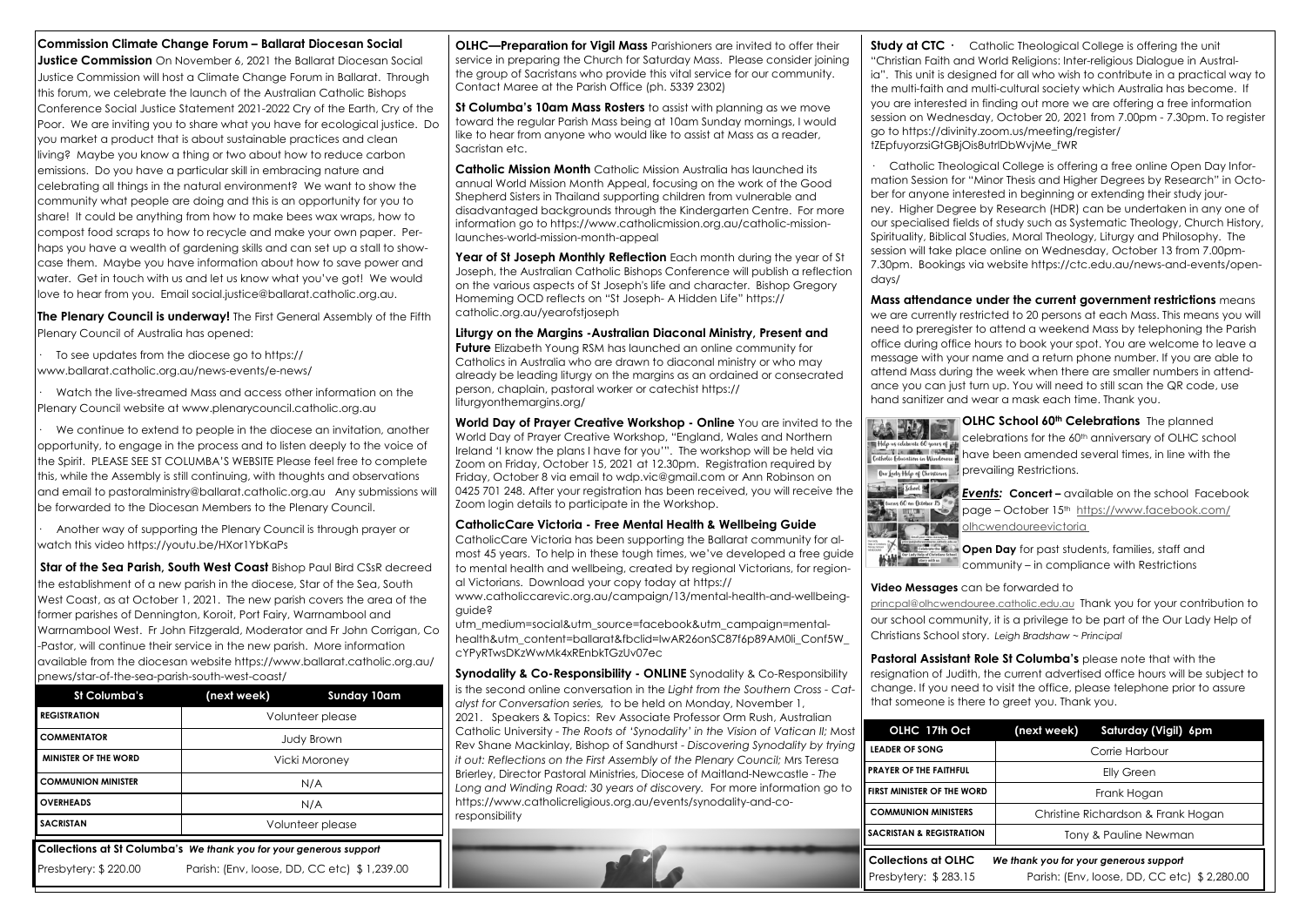**Commission Climate Change Forum – Ballarat Diocesan Social Justice Commission** On November 6, 2021 the Ballarat Diocesan Social Justice Commission will host a Climate Change Forum in Ballarat. Through this forum, we celebrate the launch of the Australian Catholic Bishops Conference Social Justice Statement 2021-2022 Cry of the Earth, Cry of the Poor. We are inviting you to share what you have for ecological justice. Do you market a product that is about sustainable practices and clean living? Maybe you know a thing or two about how to reduce carbon emissions. Do you have a particular skill in embracing nature and celebrating all things in the natural environment? We want to show the community what people are doing and this is an opportunity for you to share! It could be anything from how to make bees wax wraps, how to compost food scraps to how to recycle and make your own paper. Perhaps you have a wealth of gardening skills and can set up a stall to showcase them. Maybe you have information about how to save power and water. Get in touch with us and let us know what you've got! We would love to hear from you. Email social.justice@ballarat.catholic.org.au.

**The Plenary Council is underway!** The First General Assembly of the Fifth Plenary Council of Australia has opened:

· To see updates from the diocese go to https://www.ballarat.catholic.org.au/news-events/e-news/

· Watch the live-streamed Mass and access other information on the Plenary Council website at www.plenarycouncil.catholic.org.au

· We continue to extend to people in the diocese an invitation, another opportunity, to engage in the process and to listen deeply to the voice of the Spirit. PLEASE SEE ST COLUMBA'S WEBSITE Please feel free to complete this, while the Assembly is still continuing, with thoughts and observations and email to pastoralministry@ballarat.catholic.org.au Any submissions will be forwarded to the Diocesan Members to the Plenary Council.

· Another way of supporting the Plenary Council is through prayer or watch this video https://youtu.be/HXor1YbKaPs

**Star of the Sea Parish, South West Coast** Bishop Paul Bird CSsR decreed the establishment of a new parish in the diocese, Star of the Sea, South West Coast, as at October 1, 2021. The new parish covers the area of the former parishes of Dennington, Koroit, Port Fairy, Warrnambool and Warrnambool West. Fr John Fitzgerald, Moderator and Fr John Corrigan, Co-Pastor, will continue their service in the new parish. More information available from the diocesan website https://www.ballarat.catholic.org.au/pnews/star-of-the-sea-parish-south-west-coast/

| St Columba's | (next week) Sunday 10am |
|---|---|
| REGISTRATION | Volunteer please |
| COMMENTATOR | Judy Brown |
| MINISTER OF THE WORD | Vicki Moroney |
| COMMUNION MINISTER | N/A |
| OVERHEADS | N/A |
| SACRISTAN | Volunteer please |

**Collections at St Columba's** *We thank you for your generous support*

Presbytery: $ 220.00 Parish: (Env, loose, DD, CC etc) $ 1,239.00

**OLHC—Preparation for Vigil Mass** Parishioners are invited to offer their service in preparing the Church for Saturday Mass. Please consider joining the group of Sacristans who provide this vital service for our community. Contact Maree at the Parish Office (ph. 5339 2302)

**St Columba's 10am Mass Rosters** to assist with planning as we move toward the regular Parish Mass being at 10am Sunday mornings, I would like to hear from anyone who would like to assist at Mass as a reader, Sacristan etc.

**Catholic Mission Month** Catholic Mission Australia has launched its annual World Mission Month Appeal, focusing on the work of the Good Shepherd Sisters in Thailand supporting children from vulnerable and disadvantaged backgrounds through the Kindergarten Centre. For more information go to https://www.catholicmission.org.au/catholic-mission-launches-world-mission-month-appeal

**Year of St Joseph Monthly Reflection** Each month during the year of St Joseph, the Australian Catholic Bishops Conference will publish a reflection on the various aspects of St Joseph's life and character. Bishop Gregory Homeming OCD reflects on "St Joseph- A Hidden Life" https://catholic.org.au/yearofstjoseph

**Liturgy on the Margins -Australian Diaconal Ministry, Present and Future** Elizabeth Young RSM has launched an online community for Catholics in Australia who are drawn to diaconal ministry or who may already be leading liturgy on the margins as an ordained or consecrated person, chaplain, pastoral worker or catechist https://liturgyonthemargins.org/

**World Day of Prayer Creative Workshop - Online** You are invited to the World Day of Prayer Creative Workshop, "England, Wales and Northern Ireland 'I know the plans I have for you'". The workshop will be held via Zoom on Friday, October 15, 2021 at 12.30pm. Registration required by Friday, October 8 via email to wdp.vic@gmail.com or Ann Robinson on 0425 701 248. After your registration has been received, you will receive the Zoom login details to participate in the Workshop.

**CatholicCare Victoria - Free Mental Health & Wellbeing Guide** CatholicCare Victoria has been supporting the Ballarat community for almost 45 years. To help in these tough times, we've developed a free guide to mental health and wellbeing, created by regional Victorians, for regional Victorians. Download your copy today at https://www.catholiccarevic.org.au/campaign/13/mental-health-and-wellbeing-guide?utm_medium=social&utm_source=facebook&utm_campaign=mental-health&utm_content=ballarat&fbclid=IwAR26onSC87f6p89AM0li_Conf5W_cYPyRTwsDKzWwMk4xREnbkTGzUv07ec

**Synodality & Co-Responsibility - ONLINE** Synodality & Co-Responsibility is the second online conversation in the *Light from the Southern Cross - Catalyst for Conversation series,* to be held on Monday, November 1, 2021. Speakers & Topics: Rev Associate Professor Orm Rush, Australian Catholic University - *The Roots of 'Synodality' in the Vision of Vatican II;* Most Rev Shane Mackinlay, Bishop of Sandhurst - *Discovering Synodality by trying it out: Reflections on the First Assembly of the Plenary Council;* Mrs Teresa Brierley, Director Pastoral Ministries, Diocese of Maitland-Newcastle - *The Long and Winding Road: 30 years of discovery.* For more information go to https://www.catholicreligious.org.au/events/synodality-and-co-responsibility

**Study at CTC** · Catholic Theological College is offering the unit "Christian Faith and World Religions: Inter-religious Dialogue in Australia". This unit is designed for all who wish to contribute in a practical way to the multi-faith and multi-cultural society which Australia has become. If you are interested in finding out more we are offering a free information session on Wednesday, October 20, 2021 from 7.00pm - 7.30pm. To register go to https://divinity.zoom.us/meeting/register/tZEpfuyorzsiGtGBjOis8utrlDbWvjMe_fWR

· Catholic Theological College is offering a free online Open Day Information Session for "Minor Thesis and Higher Degrees by Research" in October for anyone interested in beginning or extending their study journey. Higher Degree by Research (HDR) can be undertaken in any one of our specialised fields of study such as Systematic Theology, Church History, Spirituality, Biblical Studies, Moral Theology, Liturgy and Philosophy. The session will take place online on Wednesday, October 13 from 7.00pm-7.30pm. Bookings via website https://ctc.edu.au/news-and-events/open-days/

**Mass attendance under the current government restrictions** means we are currently restricted to 20 persons at each Mass. This means you will need to preregister to attend a weekend Mass by telephoning the Parish office during office hours to book your spot. You are welcome to leave a message with your name and a return phone number. If you are able to attend Mass during the week when there are smaller numbers in attendance you can just turn up. You will need to still scan the QR code, use hand sanitizer and wear a mask each time. Thank you.

**OLHC School 60th Celebrations** The planned celebrations for the 60th anniversary of OLHC school have been amended several times, in line with the prevailing Restrictions.

***Events:*** **Concert –** available on the school Facebook page – October 15th https://www.facebook.com/olhcwendoureevictoria

**Open Day** for past students, families, staff and community – in compliance with Restrictions

**Video Messages** can be forwarded to princpal@olhcwendouree.catholic.edu.au Thank you for your contribution to our school community, it is a privilege to be part of the Our Lady Help of Christians School story. *Leigh Bradshaw ~ Principal*

**Pastoral Assistant Role St Columba's** please note that with the resignation of Judith, the current advertised office hours will be subject to change. If you need to visit the office, please telephone prior to assure that someone is there to greet you. Thank you.

| OLHC 17th Oct | (next week) Saturday (Vigil) 6pm |
|---|---|
| LEADER OF SONG | Corrie Harbour |
| PRAYER OF THE FAITHFUL | Elly Green |
| FIRST MINISTER OF THE WORD | Frank Hogan |
| COMMUNION MINISTERS | Christine Richardson & Frank Hogan |
| SACRISTAN & REGISTRATION | Tony & Pauline Newman |

**Collections at OLHC** *We thank you for your generous support*

Presbytery: $ 283.15 Parish: (Env, loose, DD, CC etc) $ 2,280.00